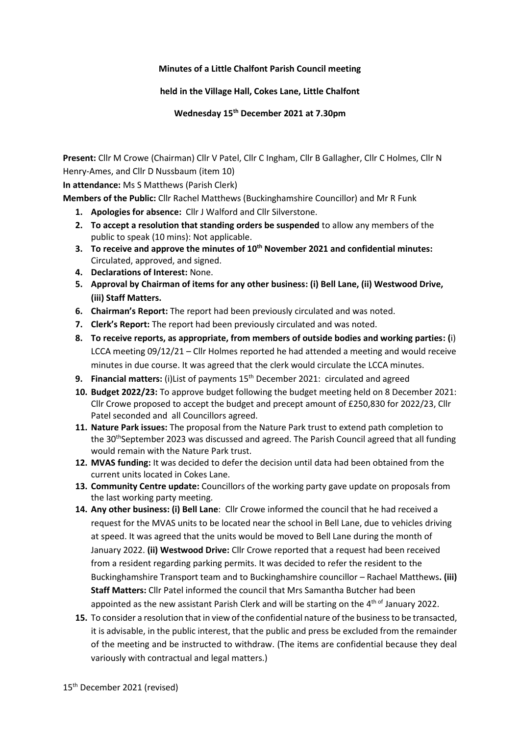**Minutes of a Little Chalfont Parish Council meeting**

**held in the Village Hall, Cokes Lane, Little Chalfont**

**Wednesday 15th December 2021 at 7.30pm**

**Present:** Cllr M Crowe (Chairman) Cllr V Patel, Cllr C Ingham, Cllr B Gallagher, Cllr C Holmes, Cllr N Henry-Ames, and Cllr D Nussbaum (item 10)

**In attendance:** Ms S Matthews (Parish Clerk)

**Members of the Public:** Cllr Rachel Matthews (Buckinghamshire Councillor) and Mr R Funk

1. **Apologies for absence:** Cllr J Walford and Cllr Silverstone.
2. **To accept a resolution that standing orders be suspended** to allow any members of the public to speak (10 mins): Not applicable.
3. **To receive and approve the minutes of 10th November 2021 and confidential minutes:** Circulated, approved, and signed.
4. **Declarations of Interest:** None.
5. **Approval by Chairman of items for any other business: (i) Bell Lane, (ii) Westwood Drive, (iii) Staff Matters.**
6. **Chairman's Report:** The report had been previously circulated and was noted.
7. **Clerk's Report:** The report had been previously circulated and was noted.
8. **To receive reports, as appropriate, from members of outside bodies and working parties: (**i) LCCA meeting 09/12/21 – Cllr Holmes reported he had attended a meeting and would receive minutes in due course. It was agreed that the clerk would circulate the LCCA minutes.
9. **Financial matters:** (i)List of payments 15th December 2021: circulated and agreed
10. **Budget 2022/23:** To approve budget following the budget meeting held on 8 December 2021: Cllr Crowe proposed to accept the budget and precept amount of £250,830 for 2022/23, Cllr Patel seconded and all Councillors agreed.
11. **Nature Park issues:** The proposal from the Nature Park trust to extend path completion to the 30thSeptember 2023 was discussed and agreed. The Parish Council agreed that all funding would remain with the Nature Park trust.
12. **MVAS funding:** It was decided to defer the decision until data had been obtained from the current units located in Cokes Lane.
13. **Community Centre update:** Councillors of the working party gave update on proposals from the last working party meeting.
14. **Any other business: (i) Bell Lane**: Cllr Crowe informed the council that he had received a request for the MVAS units to be located near the school in Bell Lane, due to vehicles driving at speed. It was agreed that the units would be moved to Bell Lane during the month of January 2022. **(ii) Westwood Drive:** Cllr Crowe reported that a request had been received from a resident regarding parking permits. It was decided to refer the resident to the Buckinghamshire Transport team and to Buckinghamshire councillor – Rachael Matthews**. (iii) Staff Matters:** Cllr Patel informed the council that Mrs Samantha Butcher had been appointed as the new assistant Parish Clerk and will be starting on the 4th of January 2022.
15. To consider a resolution that in view of the confidential nature of the business to be transacted, it is advisable, in the public interest, that the public and press be excluded from the remainder of the meeting and be instructed to withdraw. (The items are confidential because they deal variously with contractual and legal matters.)

15th December 2021 (revised)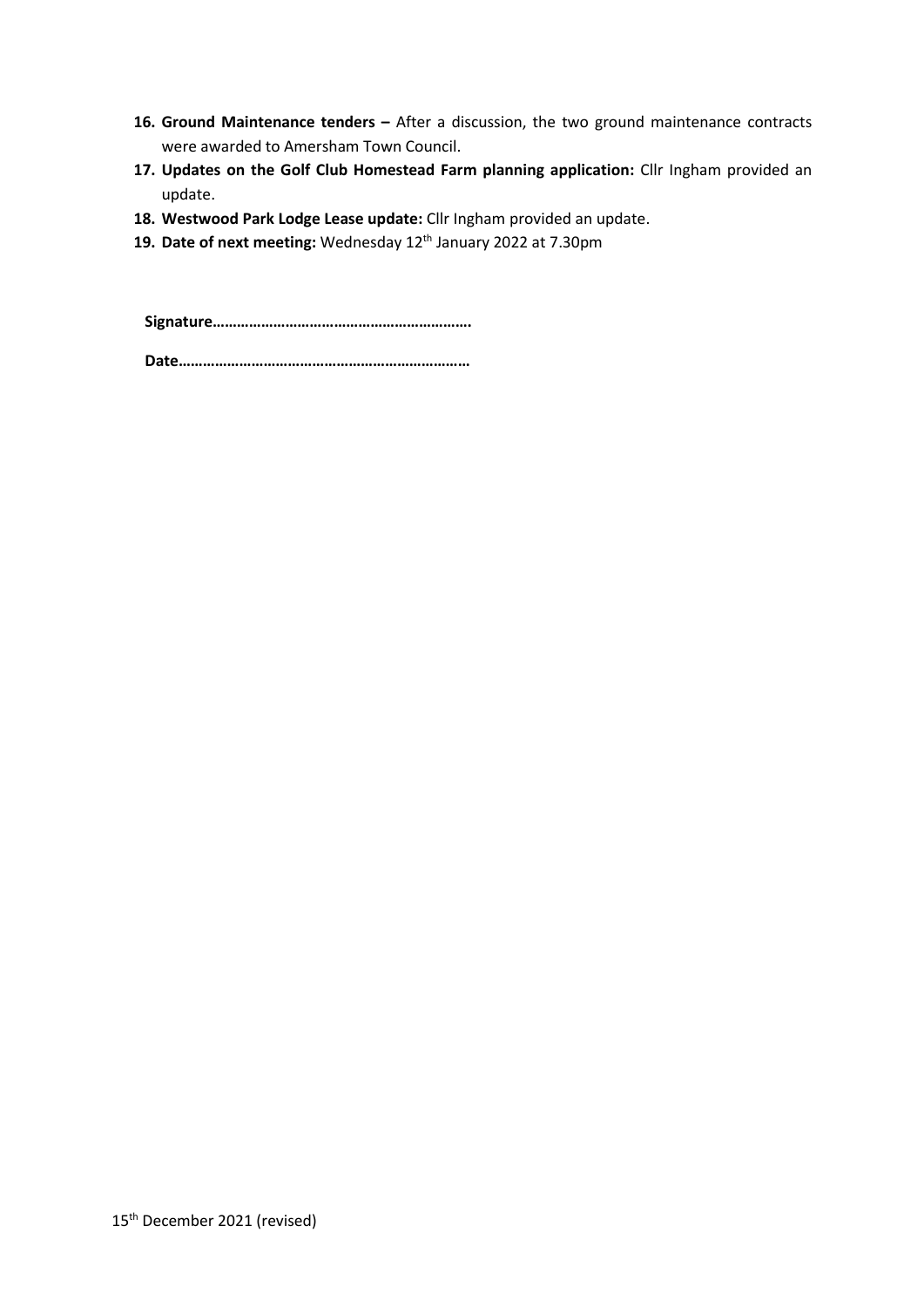16. **Ground Maintenance tenders –** After a discussion, the two ground maintenance contracts were awarded to Amersham Town Council.
17. **Updates on the Golf Club Homestead Farm planning application:** Cllr Ingham provided an update.
18. **Westwood Park Lodge Lease update:** Cllr Ingham provided an update.
19. **Date of next meeting:** Wednesday 12th January 2022 at 7.30pm

**Signature……………………………………………………….**

**Date………………………………………………………………**